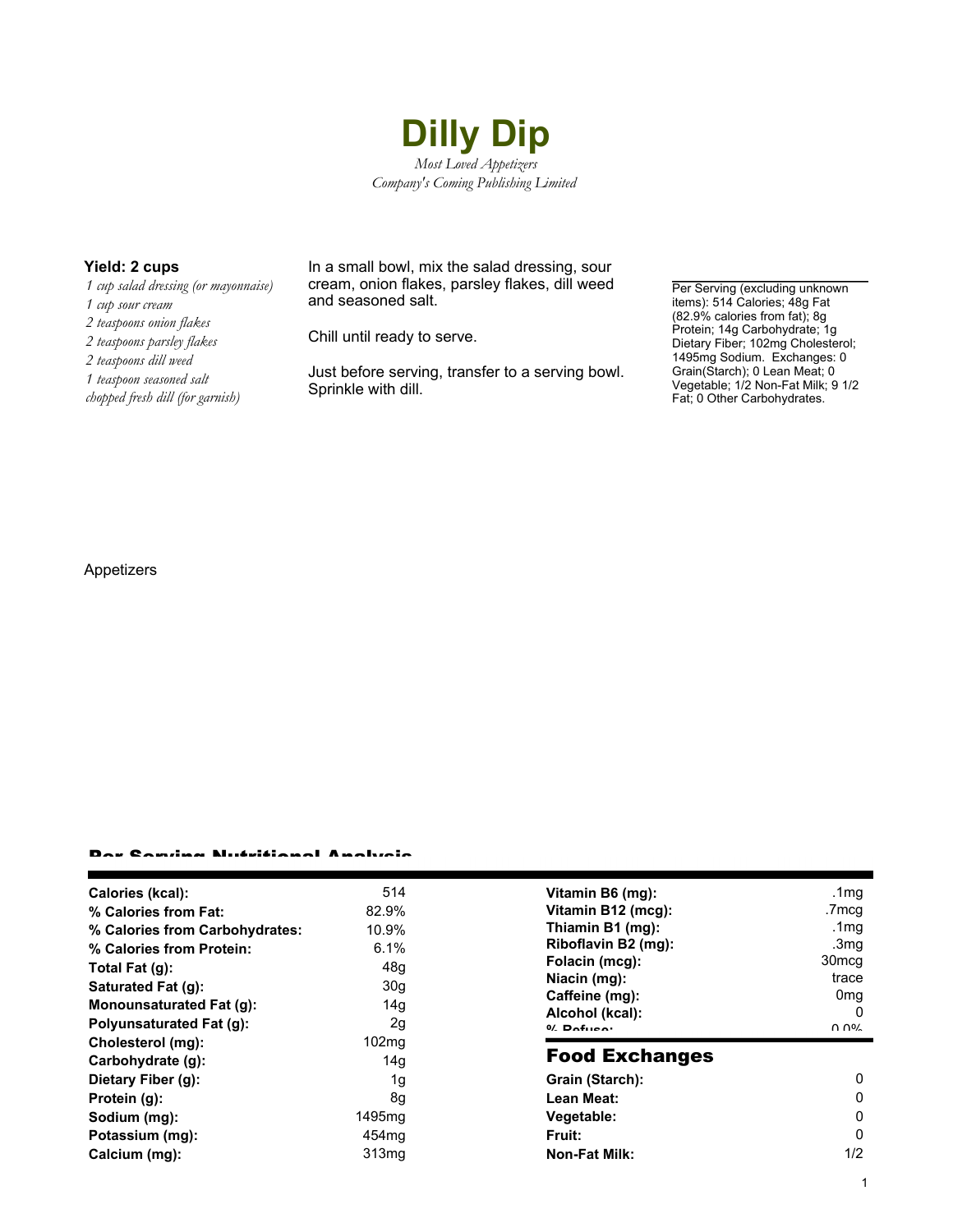# Dilly Dip

*Most Loved Appetizers*
*Company's Coming Publishing Limited*

**Yield: 2 cups**

*1 cup salad dressing (or mayonnaise)*
*1 cup sour cream*
*2 teaspoons onion flakes*
*2 teaspoons parsley flakes*
*2 teaspoons dill weed*
*1 teaspoon seasoned salt*
*chopped fresh dill (for garnish)*

In a small bowl, mix the salad dressing, sour cream, onion flakes, parsley flakes, dill weed and seasoned salt.

Chill until ready to serve.

Just before serving, transfer to a serving bowl. Sprinkle with dill.

Per Serving (excluding unknown items): 514 Calories; 48g Fat (82.9% calories from fat); 8g Protein; 14g Carbohydrate; 1g Dietary Fiber; 102mg Cholesterol; 1495mg Sodium. Exchanges: 0 Grain(Starch); 0 Lean Meat; 0 Vegetable; 1/2 Non-Fat Milk; 9 1/2 Fat; 0 Other Carbohydrates.

Appetizers

## Per Serving Nutritional Analysis

| | |
|---|---|
| **Calories (kcal):** | 514 |
| **% Calories from Fat:** | 82.9% |
| **% Calories from Carbohydrates:** | 10.9% |
| **% Calories from Protein:** | 6.1% |
| **Total Fat (g):** | 48g |
| **Saturated Fat (g):** | 30g |
| **Monounsaturated Fat (g):** | 14g |
| **Polyunsaturated Fat (g):** | 2g |
| **Cholesterol (mg):** | 102mg |
| **Carbohydrate (g):** | 14g |
| **Dietary Fiber (g):** | 1g |
| **Protein (g):** | 8g |
| **Sodium (mg):** | 1495mg |
| **Potassium (mg):** | 454mg |
| **Calcium (mg):** | 313mg |
| **Vitamin B6 (mg):** | .1mg |
| **Vitamin B12 (mcg):** | .7mcg |
| **Thiamin B1 (mg):** | .1mg |
| **Riboflavin B2 (mg):** | .3mg |
| **Folacin (mcg):** | 30mcg |
| **Niacin (mg):** | trace |
| **Caffeine (mg):** | 0mg |
| **Alcohol (kcal):** | 0 |
| **% Refuse:** | 0.0% |

## Food Exchanges

| | |
|---|---|
| **Grain (Starch):** | 0 |
| **Lean Meat:** | 0 |
| **Vegetable:** | 0 |
| **Fruit:** | 0 |
| **Non-Fat Milk:** | 1/2 |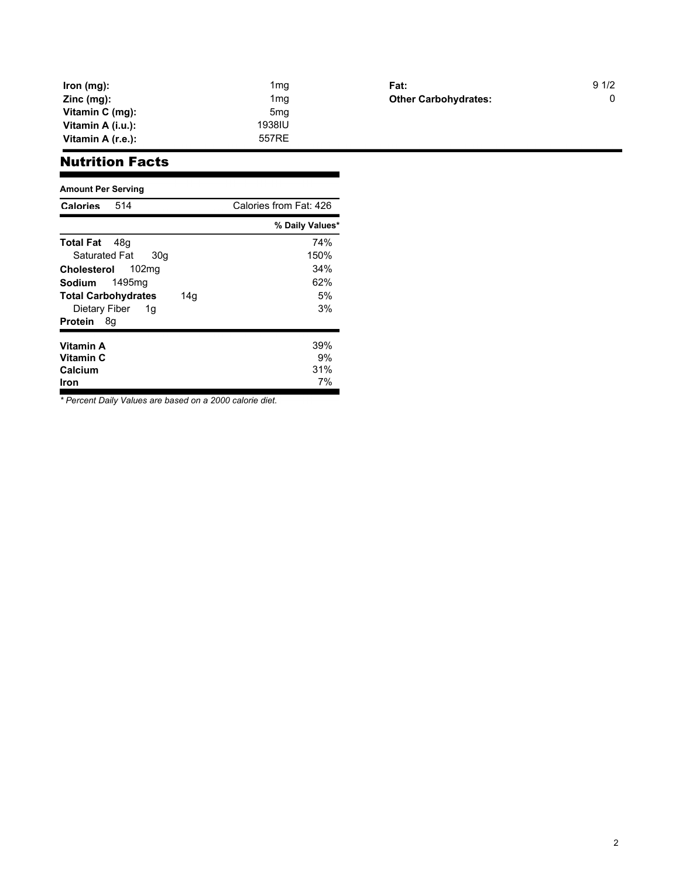| | | | |
|---|---|---|---|
| **Iron (mg):** | 1mg | **Fat:** | 9 1/2 |
| **Zinc (mg):** | 1mg | **Other Carbohydrates:** | 0 |
| **Vitamin C (mg):** | 5mg | | |
| **Vitamin A (i.u.):** | 1938IU | | |
| **Vitamin A (r.e.):** | 557RE | | |

## Nutrition Facts

**Amount Per Serving**

| | |
|---|---|
| **Calories** 514 | Calories from Fat: 426 |
| | **% Daily Values*** |
| **Total Fat** 48g | 74% |
| Saturated Fat 30g | 150% |
| **Cholesterol** 102mg | 34% |
| **Sodium** 1495mg | 62% |
| **Total Carbohydrates** 14g | 5% |
| Dietary Fiber 1g | 3% |
| **Protein** 8g | |
| **Vitamin A** | 39% |
| **Vitamin C** | 9% |
| **Calcium** | 31% |
| **Iron** | 7% |

*\* Percent Daily Values are based on a 2000 calorie diet.*